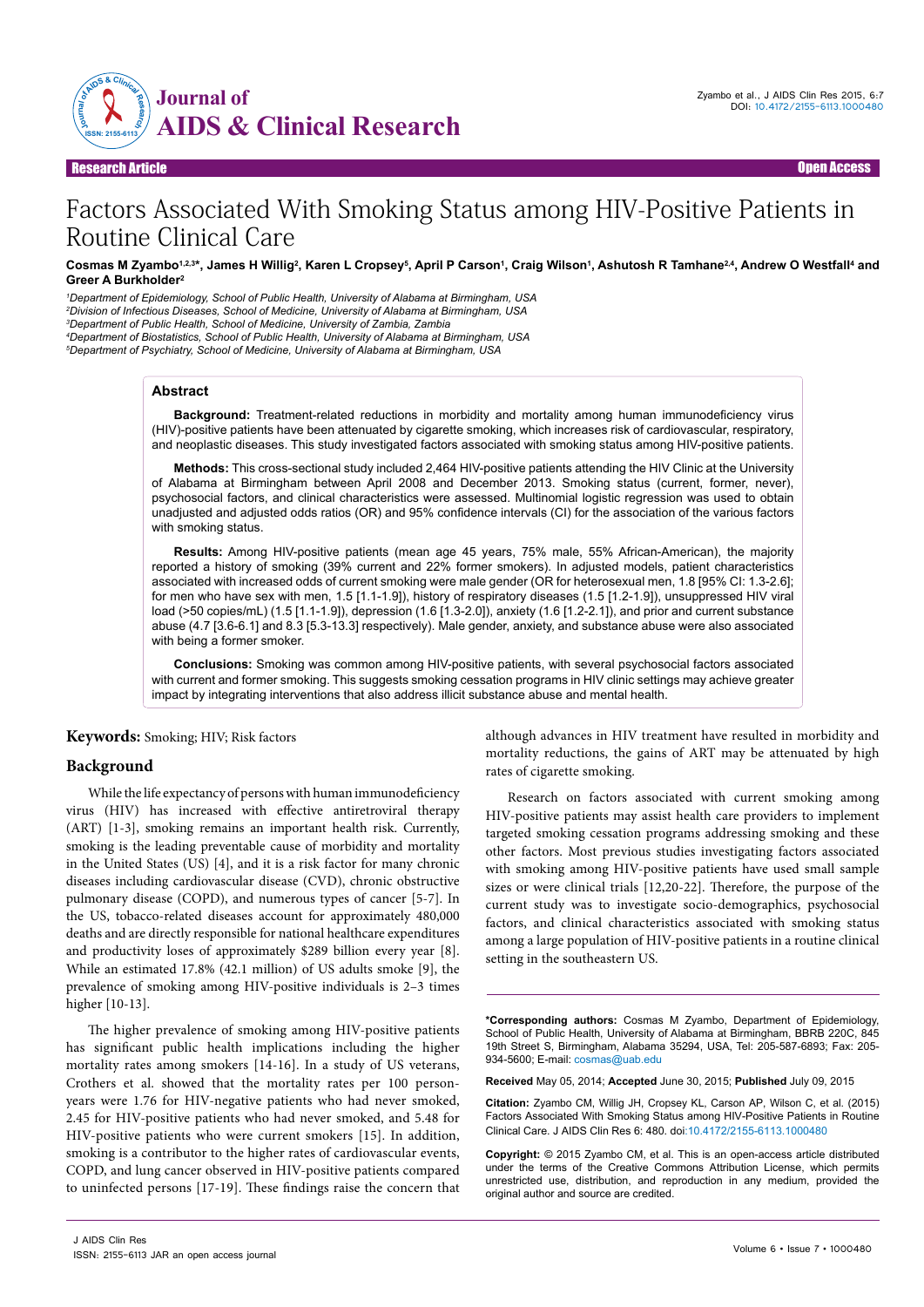Research Article — Open Access

# Factors Associated With Smoking Status among HIV-Positive Patients in Routine Clinical Care

**Cosmas M Zyambo[1,2,3]\*, James H Willig[2], Karen L Cropsey[5], April P Carson[1], Craig Wilson[1], Ashutosh R Tamhane[2,4], Andrew O Westfall[4] and Greer A Burkholder[2]**

[1]*Department of Epidemiology, School of Public Health, University of Alabama at Birmingham, USA*
[2]*Division of Infectious Diseases, School of Medicine, University of Alabama at Birmingham, USA*
[3]*Department of Public Health, School of Medicine, University of Zambia, Zambia*
[4]*Department of Biostatistics, School of Public Health, University of Alabama at Birmingham, USA*
[5]*Department of Psychiatry, School of Medicine, University of Alabama at Birmingham, USA*

## Abstract

**Background:** Treatment-related reductions in morbidity and mortality among human immunodeficiency virus (HIV)-positive patients have been attenuated by cigarette smoking, which increases risk of cardiovascular, respiratory, and neoplastic diseases. This study investigated factors associated with smoking status among HIV-positive patients.

**Methods:** This cross-sectional study included 2,464 HIV-positive patients attending the HIV Clinic at the University of Alabama at Birmingham between April 2008 and December 2013. Smoking status (current, former, never), psychosocial factors, and clinical characteristics were assessed. Multinomial logistic regression was used to obtain unadjusted and adjusted odds ratios (OR) and 95% confidence intervals (CI) for the association of the various factors with smoking status.

**Results:** Among HIV-positive patients (mean age 45 years, 75% male, 55% African-American), the majority reported a history of smoking (39% current and 22% former smokers). In adjusted models, patient characteristics associated with increased odds of current smoking were male gender (OR for heterosexual men, 1.8 [95% CI: 1.3-2.6]; for men who have sex with men, 1.5 [1.1-1.9]), history of respiratory diseases (1.5 [1.2-1.9]), unsuppressed HIV viral load (>50 copies/mL) (1.5 [1.1-1.9]), depression (1.6 [1.3-2.0]), anxiety (1.6 [1.2-2.1]), and prior and current substance abuse (4.7 [3.6-6.1] and 8.3 [5.3-13.3] respectively). Male gender, anxiety, and substance abuse were also associated with being a former smoker.

**Conclusions:** Smoking was common among HIV-positive patients, with several psychosocial factors associated with current and former smoking. This suggests smoking cessation programs in HIV clinic settings may achieve greater impact by integrating interventions that also address illicit substance abuse and mental health.

**Keywords:** Smoking; HIV; Risk factors

## Background

While the life expectancy of persons with human immunodeficiency virus (HIV) has increased with effective antiretroviral therapy (ART) [1-3], smoking remains an important health risk. Currently, smoking is the leading preventable cause of morbidity and mortality in the United States (US) [4], and it is a risk factor for many chronic diseases including cardiovascular disease (CVD), chronic obstructive pulmonary disease (COPD), and numerous types of cancer [5-7]. In the US, tobacco-related diseases account for approximately 480,000 deaths and are directly responsible for national healthcare expenditures and productivity loses of approximately $289 billion every year [8]. While an estimated 17.8% (42.1 million) of US adults smoke [9], the prevalence of smoking among HIV-positive individuals is 2–3 times higher [10-13].

The higher prevalence of smoking among HIV-positive patients has significant public health implications including the higher mortality rates among smokers [14-16]. In a study of US veterans, Crothers et al. showed that the mortality rates per 100 person-years were 1.76 for HIV-negative patients who had never smoked, 2.45 for HIV-positive patients who had never smoked, and 5.48 for HIV-positive patients who were current smokers [15]. In addition, smoking is a contributor to the higher rates of cardiovascular events, COPD, and lung cancer observed in HIV-positive patients compared to uninfected persons [17-19]. These findings raise the concern that although advances in HIV treatment have resulted in morbidity and mortality reductions, the gains of ART may be attenuated by high rates of cigarette smoking.

Research on factors associated with current smoking among HIV-positive patients may assist health care providers to implement targeted smoking cessation programs addressing smoking and these other factors. Most previous studies investigating factors associated with smoking among HIV-positive patients have used small sample sizes or were clinical trials [12,20-22]. Therefore, the purpose of the current study was to investigate socio-demographics, psychosocial factors, and clinical characteristics associated with smoking status among a large population of HIV-positive patients in a routine clinical setting in the southeastern US.

---

**\*Corresponding authors:** Cosmas M Zyambo, Department of Epidemiology, School of Public Health, University of Alabama at Birmingham, BBRB 220C, 845 19th Street S, Birmingham, Alabama 35294, USA, Tel: 205-587-6893; Fax: 205-934-5600; E-mail: cosmas@uab.edu

**Received** May 05, 2014; **Accepted** June 30, 2015; **Published** July 09, 2015

**Citation:** Zyambo CM, Willig JH, Cropsey KL, Carson AP, Wilson C, et al. (2015) Factors Associated With Smoking Status among HIV-Positive Patients in Routine Clinical Care. J AIDS Clin Res 6: 480. doi:10.4172/2155-6113.1000480

**Copyright:** © 2015 Zyambo CM, et al. This is an open-access article distributed under the terms of the Creative Commons Attribution License, which permits unrestricted use, distribution, and reproduction in any medium, provided the original author and source are credited.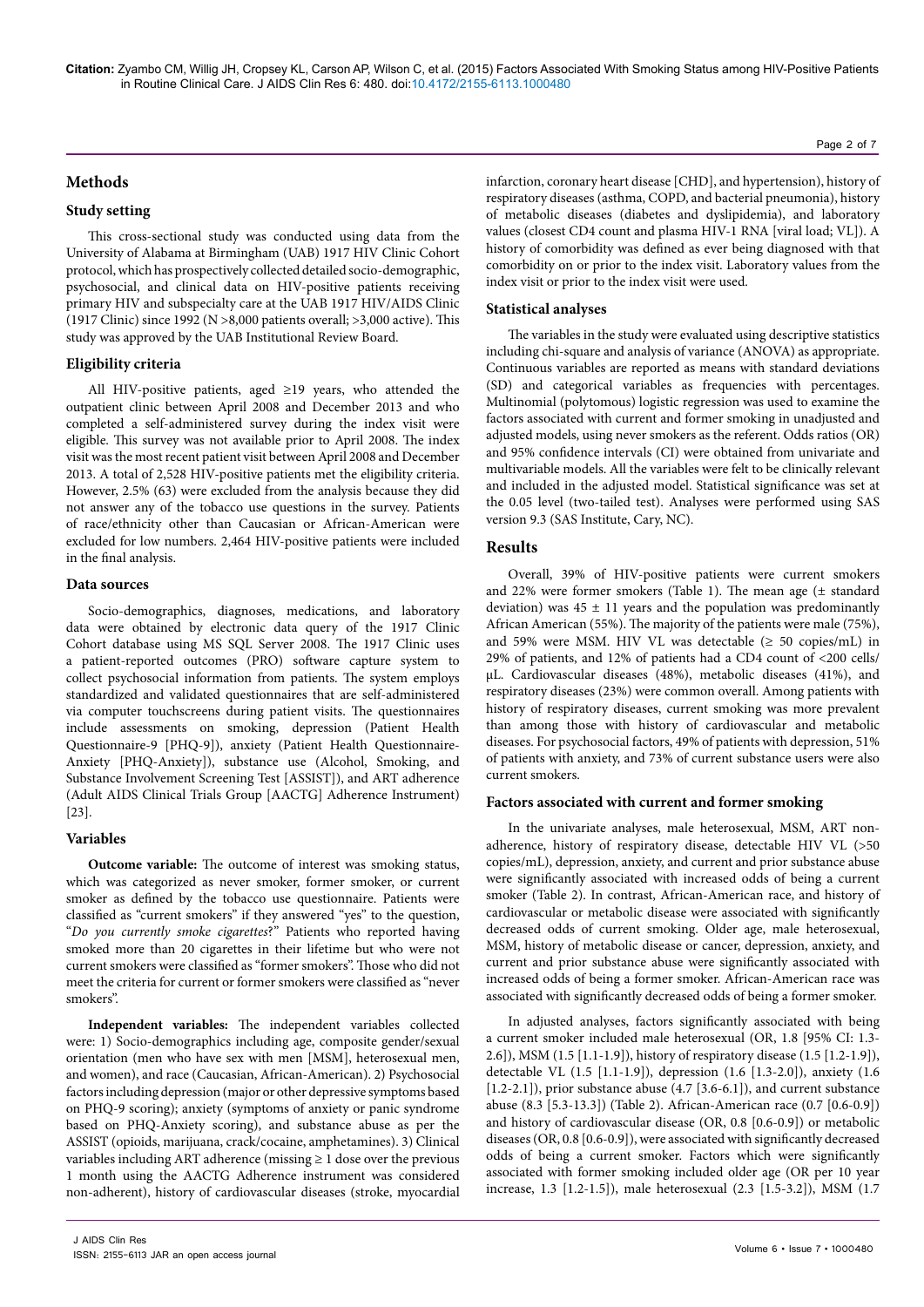## Methods

### Study setting

This cross-sectional study was conducted using data from the University of Alabama at Birmingham (UAB) 1917 HIV Clinic Cohort protocol, which has prospectively collected detailed socio-demographic, psychosocial, and clinical data on HIV-positive patients receiving primary HIV and subspecialty care at the UAB 1917 HIV/AIDS Clinic (1917 Clinic) since 1992 (N >8,000 patients overall; >3,000 active). This study was approved by the UAB Institutional Review Board.

### Eligibility criteria

All HIV-positive patients, aged ≥19 years, who attended the outpatient clinic between April 2008 and December 2013 and who completed a self-administered survey during the index visit were eligible. This survey was not available prior to April 2008. The index visit was the most recent patient visit between April 2008 and December 2013. A total of 2,528 HIV-positive patients met the eligibility criteria. However, 2.5% (63) were excluded from the analysis because they did not answer any of the tobacco use questions in the survey. Patients of race/ethnicity other than Caucasian or African-American were excluded for low numbers. 2,464 HIV-positive patients were included in the final analysis.

### Data sources

Socio-demographics, diagnoses, medications, and laboratory data were obtained by electronic data query of the 1917 Clinic Cohort database using MS SQL Server 2008. The 1917 Clinic uses a patient-reported outcomes (PRO) software capture system to collect psychosocial information from patients. The system employs standardized and validated questionnaires that are self-administered via computer touchscreens during patient visits. The questionnaires include assessments on smoking, depression (Patient Health Questionnaire-9 [PHQ-9]), anxiety (Patient Health Questionnaire-Anxiety [PHQ-Anxiety]), substance use (Alcohol, Smoking, and Substance Involvement Screening Test [ASSIST]), and ART adherence (Adult AIDS Clinical Trials Group [AACTG] Adherence Instrument) [23].

### Variables

**Outcome variable:** The outcome of interest was smoking status, which was categorized as never smoker, former smoker, or current smoker as defined by the tobacco use questionnaire. Patients were classified as "current smokers" if they answered "yes" to the question, "*Do you currently smoke cigarettes*?" Patients who reported having smoked more than 20 cigarettes in their lifetime but who were not current smokers were classified as "former smokers". Those who did not meet the criteria for current or former smokers were classified as "never smokers".

**Independent variables:** The independent variables collected were: 1) Socio-demographics including age, composite gender/sexual orientation (men who have sex with men [MSM], heterosexual men, and women), and race (Caucasian, African-American). 2) Psychosocial factors including depression (major or other depressive symptoms based on PHQ-9 scoring); anxiety (symptoms of anxiety or panic syndrome based on PHQ-Anxiety scoring), and substance abuse as per the ASSIST (opioids, marijuana, crack/cocaine, amphetamines). 3) Clinical variables including ART adherence (missing ≥ 1 dose over the previous 1 month using the AACTG Adherence instrument was considered non-adherent), history of cardiovascular diseases (stroke, myocardial infarction, coronary heart disease [CHD], and hypertension), history of respiratory diseases (asthma, COPD, and bacterial pneumonia), history of metabolic diseases (diabetes and dyslipidemia), and laboratory values (closest CD4 count and plasma HIV-1 RNA [viral load; VL]). A history of comorbidity was defined as ever being diagnosed with that comorbidity on or prior to the index visit. Laboratory values from the index visit or prior to the index visit were used.

### Statistical analyses

The variables in the study were evaluated using descriptive statistics including chi-square and analysis of variance (ANOVA) as appropriate. Continuous variables are reported as means with standard deviations (SD) and categorical variables as frequencies with percentages. Multinomial (polytomous) logistic regression was used to examine the factors associated with current and former smoking in unadjusted and adjusted models, using never smokers as the referent. Odds ratios (OR) and 95% confidence intervals (CI) were obtained from univariate and multivariable models. All the variables were felt to be clinically relevant and included in the adjusted model. Statistical significance was set at the 0.05 level (two-tailed test). Analyses were performed using SAS version 9.3 (SAS Institute, Cary, NC).

## Results

Overall, 39% of HIV-positive patients were current smokers and 22% were former smokers (Table 1). The mean age (± standard deviation) was 45 ± 11 years and the population was predominantly African American (55%). The majority of the patients were male (75%), and 59% were MSM. HIV VL was detectable (≥ 50 copies/mL) in 29% of patients, and 12% of patients had a CD4 count of <200 cells/μL. Cardiovascular diseases (48%), metabolic diseases (41%), and respiratory diseases (23%) were common overall. Among patients with history of respiratory diseases, current smoking was more prevalent than among those with history of cardiovascular and metabolic diseases. For psychosocial factors, 49% of patients with depression, 51% of patients with anxiety, and 73% of current substance users were also current smokers.

### Factors associated with current and former smoking

In the univariate analyses, male heterosexual, MSM, ART non-adherence, history of respiratory disease, detectable HIV VL (>50 copies/mL), depression, anxiety, and current and prior substance abuse were significantly associated with increased odds of being a current smoker (Table 2). In contrast, African-American race, and history of cardiovascular or metabolic disease were associated with significantly decreased odds of current smoking. Older age, male heterosexual, MSM, history of metabolic disease or cancer, depression, anxiety, and current and prior substance abuse were significantly associated with increased odds of being a former smoker. African-American race was associated with significantly decreased odds of being a former smoker.

In adjusted analyses, factors significantly associated with being a current smoker included male heterosexual (OR, 1.8 [95% CI: 1.3-2.6]), MSM (1.5 [1.1-1.9]), history of respiratory disease (1.5 [1.2-1.9]), detectable VL (1.5 [1.1-1.9]), depression (1.6 [1.3-2.0]), anxiety (1.6 [1.2-2.1]), prior substance abuse (4.7 [3.6-6.1]), and current substance abuse (8.3 [5.3-13.3]) (Table 2). African-American race (0.7 [0.6-0.9]) and history of cardiovascular disease (OR, 0.8 [0.6-0.9]) or metabolic diseases (OR, 0.8 [0.6-0.9]), were associated with significantly decreased odds of being a current smoker. Factors which were significantly associated with former smoking included older age (OR per 10 year increase, 1.3 [1.2-1.5]), male heterosexual (2.3 [1.5-3.2]), MSM (1.7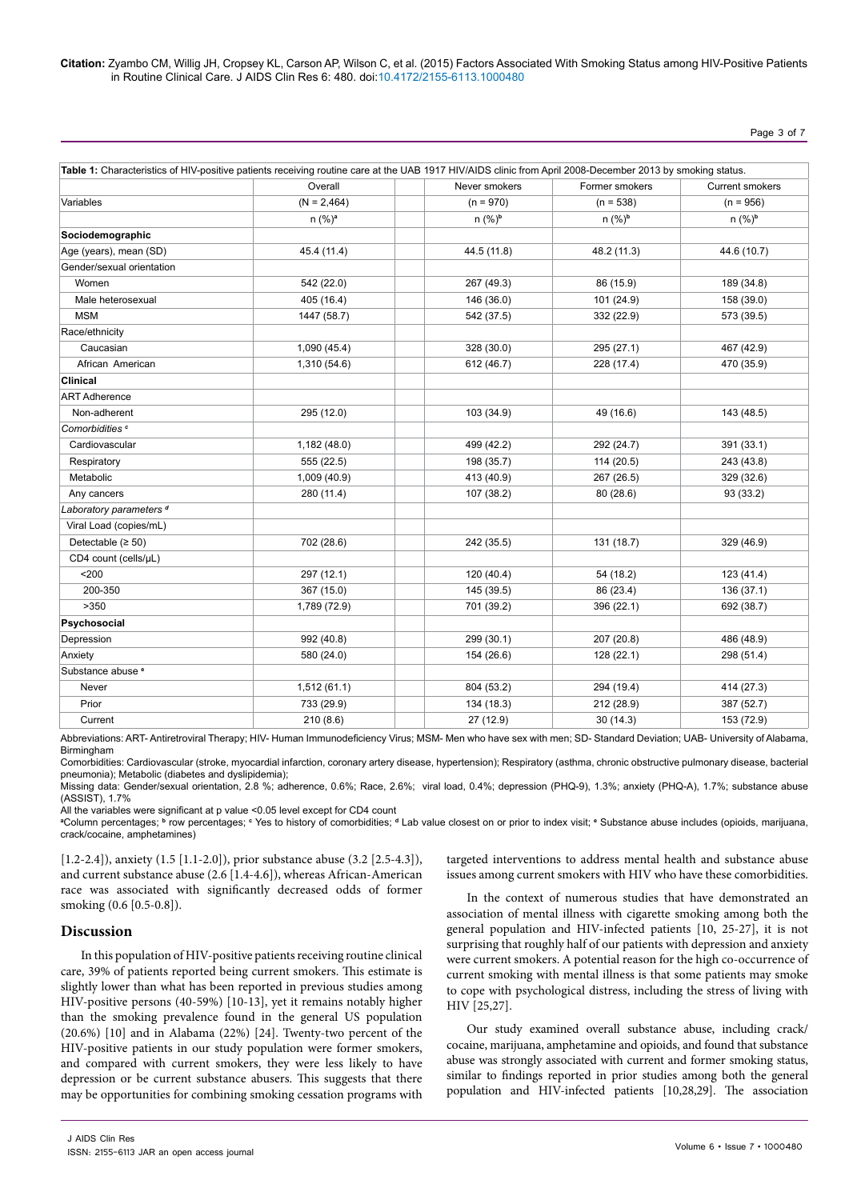**Table 1:** Characteristics of HIV-positive patients receiving routine care at the UAB 1917 HIV/AIDS clinic from April 2008-December 2013 by smoking status.

| Variables | Overall (N = 2,464) | | Never smokers (n = 970) | Former smokers (n = 538) | Current smokers (n = 956) |
|---|---|---|---|---|---|
| | n (%)[a] | | n (%)[b] | n (%)[b] | n (%)[b] |
| **Sociodemographic** | | | | | |
| Age (years), mean (SD) | 45.4 (11.4) | | 44.5 (11.8) | 48.2 (11.3) | 44.6 (10.7) |
| Gender/sexual orientation | | | | | |
| Women | 542 (22.0) | | 267 (49.3) | 86 (15.9) | 189 (34.8) |
| Male heterosexual | 405 (16.4) | | 146 (36.0) | 101 (24.9) | 158 (39.0) |
| MSM | 1447 (58.7) | | 542 (37.5) | 332 (22.9) | 573 (39.5) |
| Race/ethnicity | | | | | |
| Caucasian | 1,090 (45.4) | | 328 (30.0) | 295 (27.1) | 467 (42.9) |
| African American | 1,310 (54.6) | | 612 (46.7) | 228 (17.4) | 470 (35.9) |
| **Clinical** | | | | | |
| ART Adherence | | | | | |
| Non-adherent | 295 (12.0) | | 103 (34.9) | 49 (16.6) | 143 (48.5) |
| *Comorbidities* [c] | | | | | |
| Cardiovascular | 1,182 (48.0) | | 499 (42.2) | 292 (24.7) | 391 (33.1) |
| Respiratory | 555 (22.5) | | 198 (35.7) | 114 (20.5) | 243 (43.8) |
| Metabolic | 1,009 (40.9) | | 413 (40.9) | 267 (26.5) | 329 (32.6) |
| Any cancers | 280 (11.4) | | 107 (38.2) | 80 (28.6) | 93 (33.2) |
| *Laboratory parameters* [d] | | | | | |
| Viral Load (copies/mL) | | | | | |
| Detectable (≥ 50) | 702 (28.6) | | 242 (35.5) | 131 (18.7) | 329 (46.9) |
| CD4 count (cells/μL) | | | | | |
| <200 | 297 (12.1) | | 120 (40.4) | 54 (18.2) | 123 (41.4) |
| 200-350 | 367 (15.0) | | 145 (39.5) | 86 (23.4) | 136 (37.1) |
| >350 | 1,789 (72.9) | | 701 (39.2) | 396 (22.1) | 692 (38.7) |
| **Psychosocial** | | | | | |
| Depression | 992 (40.8) | | 299 (30.1) | 207 (20.8) | 486 (48.9) |
| Anxiety | 580 (24.0) | | 154 (26.6) | 128 (22.1) | 298 (51.4) |
| Substance abuse [e] | | | | | |
| Never | 1,512 (61.1) | | 804 (53.2) | 294 (19.4) | 414 (27.3) |
| Prior | 733 (29.9) | | 134 (18.3) | 212 (28.9) | 387 (52.7) |
| Current | 210 (8.6) | | 27 (12.9) | 30 (14.3) | 153 (72.9) |

Abbreviations: ART- Antiretroviral Therapy; HIV- Human Immunodeficiency Virus; MSM- Men who have sex with men; SD- Standard Deviation; UAB- University of Alabama, Birmingham

Comorbidities: Cardiovascular (stroke, myocardial infarction, coronary artery disease, hypertension); Respiratory (asthma, chronic obstructive pulmonary disease, bacterial pneumonia); Metabolic (diabetes and dyslipidemia);

Missing data: Gender/sexual orientation, 2.8 %; adherence, 0.6%; Race, 2.6%; viral load, 0.4%; depression (PHQ-9), 1.3%; anxiety (PHQ-A), 1.7%; substance abuse (ASSIST), 1.7%

All the variables were significant at p value <0.05 level except for CD4 count

[a]Column percentages; [b] row percentages; [c] Yes to history of comorbidities; [d] Lab value closest on or prior to index visit; [e] Substance abuse includes (opioids, marijuana, crack/cocaine, amphetamines)

[1.2-2.4]), anxiety (1.5 [1.1-2.0]), prior substance abuse (3.2 [2.5-4.3]), and current substance abuse (2.6 [1.4-4.6]), whereas African-American race was associated with significantly decreased odds of former smoking (0.6 [0.5-0.8]).

## Discussion

In this population of HIV-positive patients receiving routine clinical care, 39% of patients reported being current smokers. This estimate is slightly lower than what has been reported in previous studies among HIV-positive persons (40-59%) [10-13], yet it remains notably higher than the smoking prevalence found in the general US population (20.6%) [10] and in Alabama (22%) [24]. Twenty-two percent of the HIV-positive patients in our study population were former smokers, and compared with current smokers, they were less likely to have depression or be current substance abusers. This suggests that there may be opportunities for combining smoking cessation programs with targeted interventions to address mental health and substance abuse issues among current smokers with HIV who have these comorbidities.

In the context of numerous studies that have demonstrated an association of mental illness with cigarette smoking among both the general population and HIV-infected patients [10, 25-27], it is not surprising that roughly half of our patients with depression and anxiety were current smokers. A potential reason for the high co-occurrence of current smoking with mental illness is that some patients may smoke to cope with psychological distress, including the stress of living with HIV [25,27].

Our study examined overall substance abuse, including crack/cocaine, marijuana, amphetamine and opioids, and found that substance abuse was strongly associated with current and former smoking status, similar to findings reported in prior studies among both the general population and HIV-infected patients [10,28,29]. The association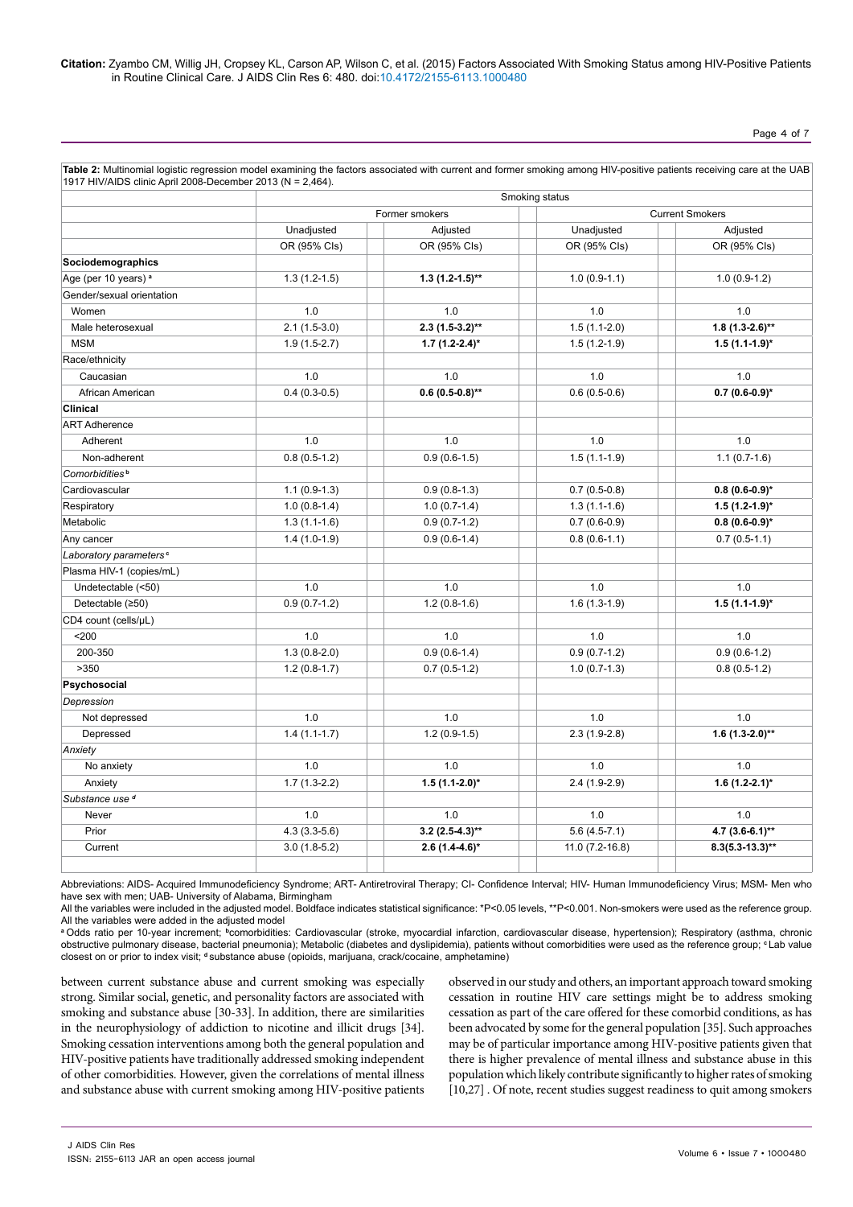**Table 2:** Multinomial logistic regression model examining the factors associated with current and former smoking among HIV-positive patients receiving care at the UAB 1917 HIV/AIDS clinic April 2008-December 2013 (N = 2,464).

| | Smoking status | | | |
|---|---|---|---|---|
| | Former smokers | | Current Smokers | |
| | Unadjusted | Adjusted | Unadjusted | Adjusted |
| | OR (95% CIs) | OR (95% CIs) | OR (95% CIs) | OR (95% CIs) |
| **Sociodemographics** | | | | |
| Age (per 10 years) [a] | 1.3 (1.2-1.5) | **1.3 (1.2-1.5)\*\*** | 1.0 (0.9-1.1) | 1.0 (0.9-1.2) |
| Gender/sexual orientation | | | | |
| Women | 1.0 | 1.0 | 1.0 | 1.0 |
| Male heterosexual | 2.1 (1.5-3.0) | **2.3 (1.5-3.2)\*\*** | 1.5 (1.1-2.0) | **1.8 (1.3-2.6)\*\*** |
| MSM | 1.9 (1.5-2.7) | **1.7 (1.2-2.4)\*** | 1.5 (1.2-1.9) | **1.5 (1.1-1.9)\*** |
| Race/ethnicity | | | | |
| Caucasian | 1.0 | 1.0 | 1.0 | 1.0 |
| African American | 0.4 (0.3-0.5) | **0.6 (0.5-0.8)\*\*** | 0.6 (0.5-0.6) | **0.7 (0.6-0.9)\*** |
| **Clinical** | | | | |
| ART Adherence | | | | |
| Adherent | 1.0 | 1.0 | 1.0 | 1.0 |
| Non-adherent | 0.8 (0.5-1.2) | 0.9 (0.6-1.5) | 1.5 (1.1-1.9) | 1.1 (0.7-1.6) |
| *Comorbidities* [b] | | | | |
| Cardiovascular | 1.1 (0.9-1.3) | 0.9 (0.8-1.3) | 0.7 (0.5-0.8) | **0.8 (0.6-0.9)\*** |
| Respiratory | 1.0 (0.8-1.4) | 1.0 (0.7-1.4) | 1.3 (1.1-1.6) | **1.5 (1.2-1.9)\*** |
| Metabolic | 1.3 (1.1-1.6) | 0.9 (0.7-1.2) | 0.7 (0.6-0.9) | **0.8 (0.6-0.9)\*** |
| Any cancer | 1.4 (1.0-1.9) | 0.9 (0.6-1.4) | 0.8 (0.6-1.1) | 0.7 (0.5-1.1) |
| *Laboratory parameters* [c] | | | | |
| Plasma HIV-1 (copies/mL) | | | | |
| Undetectable (<50) | 1.0 | 1.0 | 1.0 | 1.0 |
| Detectable (≥50) | 0.9 (0.7-1.2) | 1.2 (0.8-1.6) | 1.6 (1.3-1.9) | **1.5 (1.1-1.9)\*** |
| CD4 count (cells/μL) | | | | |
| <200 | 1.0 | 1.0 | 1.0 | 1.0 |
| 200-350 | 1.3 (0.8-2.0) | 0.9 (0.6-1.4) | 0.9 (0.7-1.2) | 0.9 (0.6-1.2) |
| >350 | 1.2 (0.8-1.7) | 0.7 (0.5-1.2) | 1.0 (0.7-1.3) | 0.8 (0.5-1.2) |
| **Psychosocial** | | | | |
| *Depression* | | | | |
| Not depressed | 1.0 | 1.0 | 1.0 | 1.0 |
| Depressed | 1.4 (1.1-1.7) | 1.2 (0.9-1.5) | 2.3 (1.9-2.8) | **1.6 (1.3-2.0)\*\*** |
| *Anxiety* | | | | |
| No anxiety | 1.0 | 1.0 | 1.0 | 1.0 |
| Anxiety | 1.7 (1.3-2.2) | **1.5 (1.1-2.0)\*** | 2.4 (1.9-2.9) | **1.6 (1.2-2.1)\*** |
| *Substance use* [d] | | | | |
| Never | 1.0 | 1.0 | 1.0 | 1.0 |
| Prior | 4.3 (3.3-5.6) | **3.2 (2.5-4.3)\*\*** | 5.6 (4.5-7.1) | **4.7 (3.6-6.1)\*\*** |
| Current | 3.0 (1.8-5.2) | **2.6 (1.4-4.6)\*** | 11.0 (7.2-16.8) | **8.3(5.3-13.3)\*\*** |

Abbreviations: AIDS- Acquired Immunodeficiency Syndrome; ART- Antiretroviral Therapy; CI- Confidence Interval; HIV- Human Immunodeficiency Virus; MSM- Men who have sex with men; UAB- University of Alabama, Birmingham

All the variables were included in the adjusted model. Boldface indicates statistical significance: *P<0.05 levels, **P<0.001. Non-smokers were used as the reference group. All the variables were added in the adjusted model

[a] Odds ratio per 10-year increment; [b] comorbidities: Cardiovascular (stroke, myocardial infarction, cardiovascular disease, hypertension); Respiratory (asthma, chronic obstructive pulmonary disease, bacterial pneumonia); Metabolic (diabetes and dyslipidemia), patients without comorbidities were used as the reference group; [c] Lab value closest on or prior to index visit; [d] substance abuse (opioids, marijuana, crack/cocaine, amphetamine)

between current substance abuse and current smoking was especially strong. Similar social, genetic, and personality factors are associated with smoking and substance abuse [30-33]. In addition, there are similarities in the neurophysiology of addiction to nicotine and illicit drugs [34]. Smoking cessation interventions among both the general population and HIV-positive patients have traditionally addressed smoking independent of other comorbidities. However, given the correlations of mental illness and substance abuse with current smoking among HIV-positive patients observed in our study and others, an important approach toward smoking cessation in routine HIV care settings might be to address smoking cessation as part of the care offered for these comorbid conditions, as has been advocated by some for the general population [35]. Such approaches may be of particular importance among HIV-positive patients given that there is higher prevalence of mental illness and substance abuse in this population which likely contribute significantly to higher rates of smoking [10,27] . Of note, recent studies suggest readiness to quit among smokers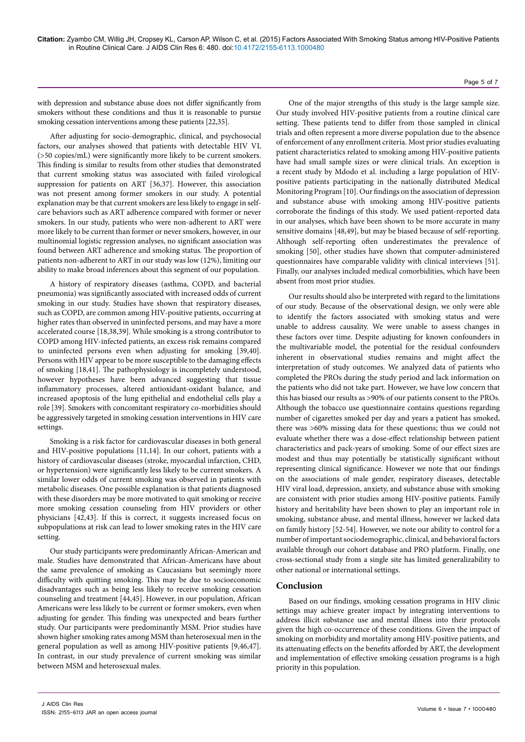with depression and substance abuse does not differ significantly from smokers without these conditions and thus it is reasonable to pursue smoking cessation interventions among these patients [22,35].

After adjusting for socio-demographic, clinical, and psychosocial factors, our analyses showed that patients with detectable HIV VL (>50 copies/mL) were significantly more likely to be current smokers. This finding is similar to results from other studies that demonstrated that current smoking status was associated with failed virological suppression for patients on ART [36,37]. However, this association was not present among former smokers in our study. A potential explanation may be that current smokers are less likely to engage in self-care behaviors such as ART adherence compared with former or never smokers. In our study, patients who were non-adherent to ART were more likely to be current than former or never smokers, however, in our multinomial logistic regression analyses, no significant association was found between ART adherence and smoking status. The proportion of patients non-adherent to ART in our study was low (12%), limiting our ability to make broad inferences about this segment of our population.

A history of respiratory diseases (asthma, COPD, and bacterial pneumonia) was significantly associated with increased odds of current smoking in our study. Studies have shown that respiratory diseases, such as COPD, are common among HIV-positive patients, occurring at higher rates than observed in uninfected persons, and may have a more accelerated course [18,38,39]. While smoking is a strong contributor to COPD among HIV-infected patients, an excess risk remains compared to uninfected persons even when adjusting for smoking [39,40]. Persons with HIV appear to be more susceptible to the damaging effects of smoking [18,41]. The pathophysiology is incompletely understood, however hypotheses have been advanced suggesting that tissue inflammatory processes, altered antioxidant-oxidant balance, and increased apoptosis of the lung epithelial and endothelial cells play a role [39]. Smokers with concomitant respiratory co-morbidities should be aggressively targeted in smoking cessation interventions in HIV care settings.

Smoking is a risk factor for cardiovascular diseases in both general and HIV-positive populations [11,14]. In our cohort, patients with a history of cardiovascular diseases (stroke, myocardial infarction, CHD, or hypertension) were significantly less likely to be current smokers. A similar lower odds of current smoking was observed in patients with metabolic diseases. One possible explanation is that patients diagnosed with these disorders may be more motivated to quit smoking or receive more smoking cessation counseling from HIV providers or other physicians [42,43]. If this is correct, it suggests increased focus on subpopulations at risk can lead to lower smoking rates in the HIV care setting.

Our study participants were predominantly African-American and male. Studies have demonstrated that African-Americans have about the same prevalence of smoking as Caucasians but seemingly more difficulty with quitting smoking. This may be due to socioeconomic disadvantages such as being less likely to receive smoking cessation counseling and treatment [44,45]. However, in our population, African Americans were less likely to be current or former smokers, even when adjusting for gender. This finding was unexpected and bears further study. Our participants were predominantly MSM. Prior studies have shown higher smoking rates among MSM than heterosexual men in the general population as well as among HIV-positive patients [9,46,47]. In contrast, in our study prevalence of current smoking was similar between MSM and heterosexual males.

One of the major strengths of this study is the large sample size. Our study involved HIV-positive patients from a routine clinical care setting. These patients tend to differ from those sampled in clinical trials and often represent a more diverse population due to the absence of enforcement of any enrollment criteria. Most prior studies evaluating patient characteristics related to smoking among HIV-positive patients have had small sample sizes or were clinical trials. An exception is a recent study by Mdodo et al. including a large population of HIV-positive patients participating in the nationally distributed Medical Monitoring Program [10]. Our findings on the association of depression and substance abuse with smoking among HIV-positive patients corroborate the findings of this study. We used patient-reported data in our analyses, which have been shown to be more accurate in many sensitive domains [48,49], but may be biased because of self-reporting. Although self-reporting often underestimates the prevalence of smoking [50], other studies have shown that computer-administered questionnaires have comparable validity with clinical interviews [51]. Finally, our analyses included medical comorbidities, which have been absent from most prior studies.

Our results should also be interpreted with regard to the limitations of our study. Because of the observational design, we only were able to identify the factors associated with smoking status and were unable to address causality. We were unable to assess changes in these factors over time. Despite adjusting for known confounders in the multivariable model, the potential for the residual confounders inherent in observational studies remains and might affect the interpretation of study outcomes. We analyzed data of patients who completed the PROs during the study period and lack information on the patients who did not take part. However, we have low concern that this has biased our results as >90% of our patients consent to the PROs. Although the tobacco use questionnaire contains questions regarding number of cigarettes smoked per day and years a patient has smoked, there was >60% missing data for these questions; thus we could not evaluate whether there was a dose-effect relationship between patient characteristics and pack-years of smoking. Some of our effect sizes are modest and thus may potentially be statistically significant without representing clinical significance. However we note that our findings on the associations of male gender, respiratory diseases, detectable HIV viral load, depression, anxiety, and substance abuse with smoking are consistent with prior studies among HIV-positive patients. Family history and heritability have been shown to play an important role in smoking, substance abuse, and mental illness, however we lacked data on family history [52-54]. However, we note our ability to control for a number of important sociodemographic, clinical, and behavioral factors available through our cohort database and PRO platform. Finally, one cross-sectional study from a single site has limited generalizability to other national or international settings.

## Conclusion

Based on our findings, smoking cessation programs in HIV clinic settings may achieve greater impact by integrating interventions to address illicit substance use and mental illness into their protocols given the high co-occurrence of these conditions. Given the impact of smoking on morbidity and mortality among HIV-positive patients, and its attenuating effects on the benefits afforded by ART, the development and implementation of effective smoking cessation programs is a high priority in this population.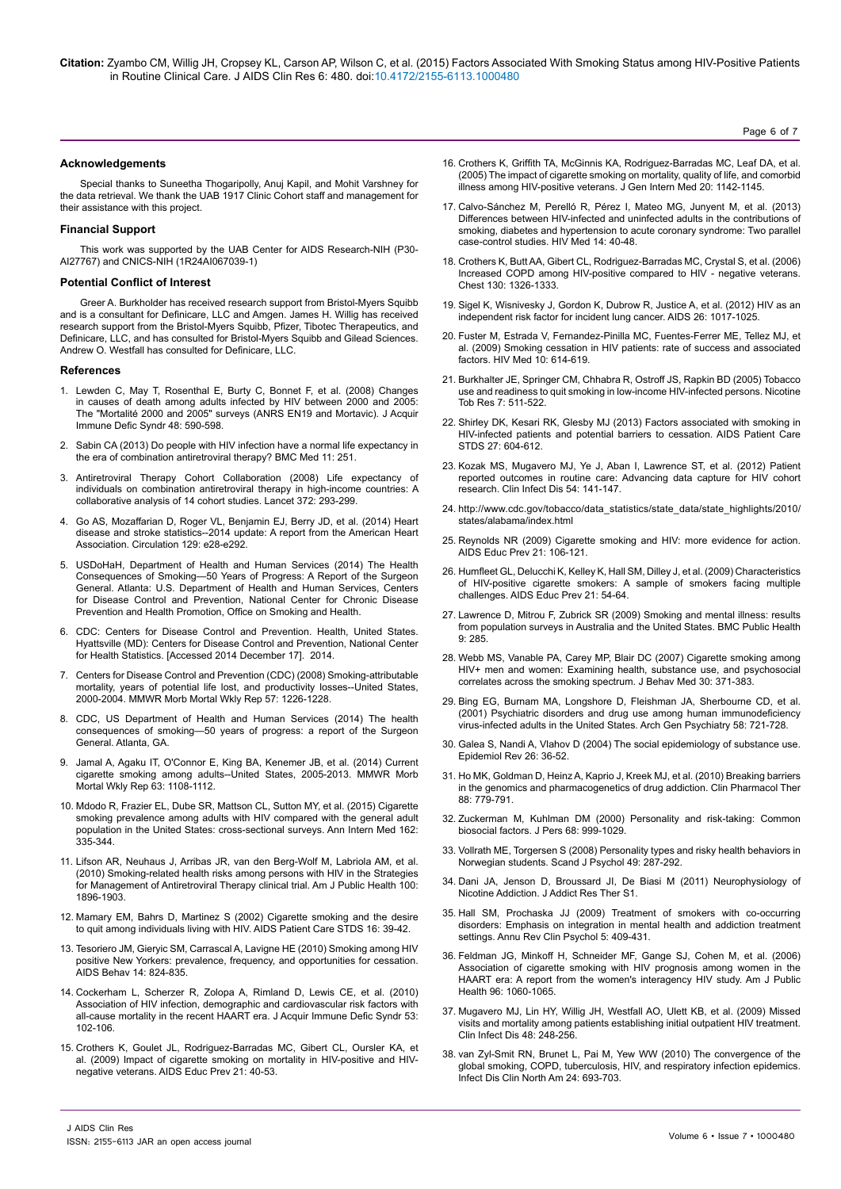## Acknowledgements

Special thanks to Suneetha Thogaripolly, Anuj Kapil, and Mohit Varshney for the data retrieval. We thank the UAB 1917 Clinic Cohort staff and management for their assistance with this project.

## Financial Support

This work was supported by the UAB Center for AIDS Research-NIH (P30-AI27767) and CNICS-NIH (1R24AI067039-1)

## Potential Conflict of Interest

Greer A. Burkholder has received research support from Bristol-Myers Squibb and is a consultant for Definicare, LLC and Amgen. James H. Willig has received research support from the Bristol-Myers Squibb, Pfizer, Tibotec Therapeutics, and Definicare, LLC, and has consulted for Bristol-Myers Squibb and Gilead Sciences. Andrew O. Westfall has consulted for Definicare, LLC.

## References

1. Lewden C, May T, Rosenthal E, Burty C, Bonnet F, et al. (2008) Changes in causes of death among adults infected by HIV between 2000 and 2005: The "Mortalité 2000 and 2005" surveys (ANRS EN19 and Mortavic). J Acquir Immune Defic Syndr 48: 590-598.
2. Sabin CA (2013) Do people with HIV infection have a normal life expectancy in the era of combination antiretroviral therapy? BMC Med 11: 251.
3. Antiretroviral Therapy Cohort Collaboration (2008) Life expectancy of individuals on combination antiretroviral therapy in high-income countries: A collaborative analysis of 14 cohort studies. Lancet 372: 293-299.
4. Go AS, Mozaffarian D, Roger VL, Benjamin EJ, Berry JD, et al. (2014) Heart disease and stroke statistics--2014 update: A report from the American Heart Association. Circulation 129: e28-e292.
5. USDoHaH, Department of Health and Human Services (2014) The Health Consequences of Smoking—50 Years of Progress: A Report of the Surgeon General. Atlanta: U.S. Department of Health and Human Services, Centers for Disease Control and Prevention, National Center for Chronic Disease Prevention and Health Promotion, Office on Smoking and Health.
6. CDC: Centers for Disease Control and Prevention. Health, United States. Hyattsville (MD): Centers for Disease Control and Prevention, National Center for Health Statistics. [Accessed 2014 December 17]. 2014.
7. Centers for Disease Control and Prevention (CDC) (2008) Smoking-attributable mortality, years of potential life lost, and productivity losses--United States, 2000-2004. MMWR Morb Mortal Wkly Rep 57: 1226-1228.
8. CDC, US Department of Health and Human Services (2014) The health consequences of smoking—50 years of progress: a report of the Surgeon General. Atlanta, GA.
9. Jamal A, Agaku IT, O'Connor E, King BA, Kenemer JB, et al. (2014) Current cigarette smoking among adults--United States, 2005-2013. MMWR Morb Mortal Wkly Rep 63: 1108-1112.
10. Mdodo R, Frazier EL, Dube SR, Mattson CL, Sutton MY, et al. (2015) Cigarette smoking prevalence among adults with HIV compared with the general adult population in the United States: cross-sectional surveys. Ann Intern Med 162: 335-344.
11. Lifson AR, Neuhaus J, Arribas JR, van den Berg-Wolf M, Labriola AM, et al. (2010) Smoking-related health risks among persons with HIV in the Strategies for Management of Antiretroviral Therapy clinical trial. Am J Public Health 100: 1896-1903.
12. Mamary EM, Bahrs D, Martinez S (2002) Cigarette smoking and the desire to quit among individuals living with HIV. AIDS Patient Care STDS 16: 39-42.
13. Tesoriero JM, Gieryic SM, Carrascal A, Lavigne HE (2010) Smoking among HIV positive New Yorkers: prevalence, frequency, and opportunities for cessation. AIDS Behav 14: 824-835.
14. Cockerham L, Scherzer R, Zolopa A, Rimland D, Lewis CE, et al. (2010) Association of HIV infection, demographic and cardiovascular risk factors with all-cause mortality in the recent HAART era. J Acquir Immune Defic Syndr 53: 102-106.
15. Crothers K, Goulet JL, Rodriguez-Barradas MC, Gibert CL, Oursler KA, et al. (2009) Impact of cigarette smoking on mortality in HIV-positive and HIV-negative veterans. AIDS Educ Prev 21: 40-53.
16. Crothers K, Griffith TA, McGinnis KA, Rodriguez-Barradas MC, Leaf DA, et al. (2005) The impact of cigarette smoking on mortality, quality of life, and comorbid illness among HIV-positive veterans. J Gen Intern Med 20: 1142-1145.
17. Calvo-Sánchez M, Perelló R, Pérez I, Mateo MG, Junyent M, et al. (2013) Differences between HIV-infected and uninfected adults in the contributions of smoking, diabetes and hypertension to acute coronary syndrome: Two parallel case-control studies. HIV Med 14: 40-48.
18. Crothers K, Butt AA, Gibert CL, Rodriguez-Barradas MC, Crystal S, et al. (2006) Increased COPD among HIV-positive compared to HIV - negative veterans. Chest 130: 1326-1333.
19. Sigel K, Wisnivesky J, Gordon K, Dubrow R, Justice A, et al. (2012) HIV as an independent risk factor for incident lung cancer. AIDS 26: 1017-1025.
20. Fuster M, Estrada V, Fernandez-Pinilla MC, Fuentes-Ferrer ME, Tellez MJ, et al. (2009) Smoking cessation in HIV patients: rate of success and associated factors. HIV Med 10: 614-619.
21. Burkhalter JE, Springer CM, Chhabra R, Ostroff JS, Rapkin BD (2005) Tobacco use and readiness to quit smoking in low-income HIV-infected persons. Nicotine Tob Res 7: 511-522.
22. Shirley DK, Kesari RK, Glesby MJ (2013) Factors associated with smoking in HIV-infected patients and potential barriers to cessation. AIDS Patient Care STDS 27: 604-612.
23. Kozak MS, Mugavero MJ, Ye J, Aban I, Lawrence ST, et al. (2012) Patient reported outcomes in routine care: Advancing data capture for HIV cohort research. Clin Infect Dis 54: 141-147.
24. http://www.cdc.gov/tobacco/data_statistics/state_data/state_highlights/2010/states/alabama/index.html
25. Reynolds NR (2009) Cigarette smoking and HIV: more evidence for action. AIDS Educ Prev 21: 106-121.
26. Humfleet GL, Delucchi K, Kelley K, Hall SM, Dilley J, et al. (2009) Characteristics of HIV-positive cigarette smokers: A sample of smokers facing multiple challenges. AIDS Educ Prev 21: 54-64.
27. Lawrence D, Mitrou F, Zubrick SR (2009) Smoking and mental illness: results from population surveys in Australia and the United States. BMC Public Health 9: 285.
28. Webb MS, Vanable PA, Carey MP, Blair DC (2007) Cigarette smoking among HIV+ men and women: Examining health, substance use, and psychosocial correlates across the smoking spectrum. J Behav Med 30: 371-383.
29. Bing EG, Burnam MA, Longshore D, Fleishman JA, Sherbourne CD, et al. (2001) Psychiatric disorders and drug use among human immunodeficiency virus-infected adults in the United States. Arch Gen Psychiatry 58: 721-728.
30. Galea S, Nandi A, Vlahov D (2004) The social epidemiology of substance use. Epidemiol Rev 26: 36-52.
31. Ho MK, Goldman D, Heinz A, Kaprio J, Kreek MJ, et al. (2010) Breaking barriers in the genomics and pharmacogenetics of drug addiction. Clin Pharmacol Ther 88: 779-791.
32. Zuckerman M, Kuhlman DM (2000) Personality and risk-taking: Common biosocial factors. J Pers 68: 999-1029.
33. Vollrath ME, Torgersen S (2008) Personality types and risky health behaviors in Norwegian students. Scand J Psychol 49: 287-292.
34. Dani JA, Jenson D, Broussard JI, De Biasi M (2011) Neurophysiology of Nicotine Addiction. J Addict Res Ther S1.
35. Hall SM, Prochaska JJ (2009) Treatment of smokers with co-occurring disorders: Emphasis on integration in mental health and addiction treatment settings. Annu Rev Clin Psychol 5: 409-431.
36. Feldman JG, Minkoff H, Schneider MF, Gange SJ, Cohen M, et al. (2006) Association of cigarette smoking with HIV prognosis among women in the HAART era: A report from the women's interagency HIV study. Am J Public Health 96: 1060-1065.
37. Mugavero MJ, Lin HY, Willig JH, Westfall AO, Ulett KB, et al. (2009) Missed visits and mortality among patients establishing initial outpatient HIV treatment. Clin Infect Dis 48: 248-256.
38. van Zyl-Smit RN, Brunet L, Pai M, Yew WW (2010) The convergence of the global smoking, COPD, tuberculosis, HIV, and respiratory infection epidemics. Infect Dis Clin North Am 24: 693-703.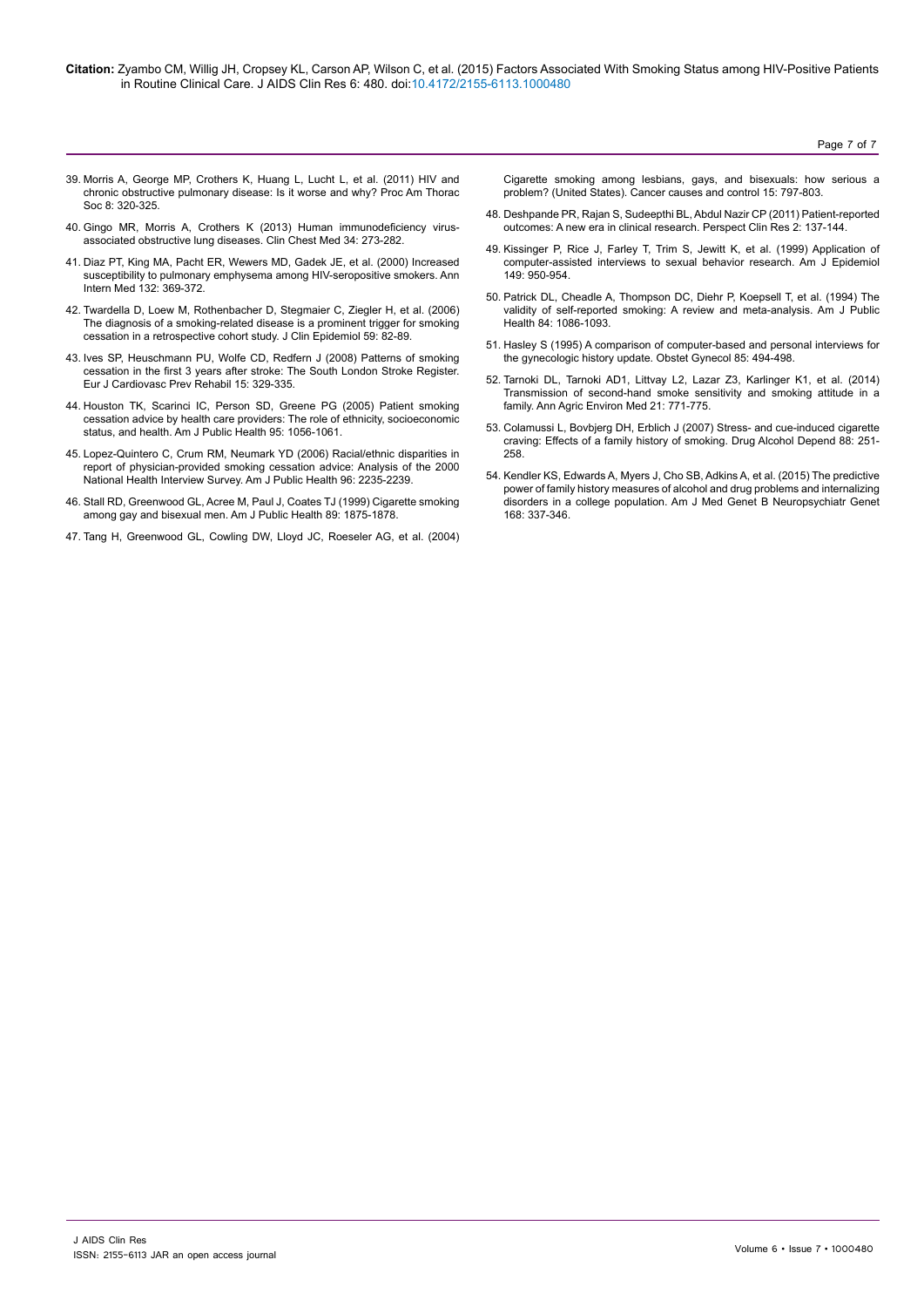39. Morris A, George MP, Crothers K, Huang L, Lucht L, et al. (2011) HIV and chronic obstructive pulmonary disease: Is it worse and why? Proc Am Thorac Soc 8: 320-325.

40. Gingo MR, Morris A, Crothers K (2013) Human immunodeficiency virus-associated obstructive lung diseases. Clin Chest Med 34: 273-282.

41. Diaz PT, King MA, Pacht ER, Wewers MD, Gadek JE, et al. (2000) Increased susceptibility to pulmonary emphysema among HIV-seropositive smokers. Ann Intern Med 132: 369-372.

42. Twardella D, Loew M, Rothenbacher D, Stegmaier C, Ziegler H, et al. (2006) The diagnosis of a smoking-related disease is a prominent trigger for smoking cessation in a retrospective cohort study. J Clin Epidemiol 59: 82-89.

43. Ives SP, Heuschmann PU, Wolfe CD, Redfern J (2008) Patterns of smoking cessation in the first 3 years after stroke: The South London Stroke Register. Eur J Cardiovasc Prev Rehabil 15: 329-335.

44. Houston TK, Scarinci IC, Person SD, Greene PG (2005) Patient smoking cessation advice by health care providers: The role of ethnicity, socioeconomic status, and health. Am J Public Health 95: 1056-1061.

45. Lopez-Quintero C, Crum RM, Neumark YD (2006) Racial/ethnic disparities in report of physician-provided smoking cessation advice: Analysis of the 2000 National Health Interview Survey. Am J Public Health 96: 2235-2239.

46. Stall RD, Greenwood GL, Acree M, Paul J, Coates TJ (1999) Cigarette smoking among gay and bisexual men. Am J Public Health 89: 1875-1878.

47. Tang H, Greenwood GL, Cowling DW, Lloyd JC, Roeseler AG, et al. (2004) Cigarette smoking among lesbians, gays, and bisexuals: how serious a problem? (United States). Cancer causes and control 15: 797-803.

48. Deshpande PR, Rajan S, Sudeepthi BL, Abdul Nazir CP (2011) Patient-reported outcomes: A new era in clinical research. Perspect Clin Res 2: 137-144.

49. Kissinger P, Rice J, Farley T, Trim S, Jewitt K, et al. (1999) Application of computer-assisted interviews to sexual behavior research. Am J Epidemiol 149: 950-954.

50. Patrick DL, Cheadle A, Thompson DC, Diehr P, Koepsell T, et al. (1994) The validity of self-reported smoking: A review and meta-analysis. Am J Public Health 84: 1086-1093.

51. Hasley S (1995) A comparison of computer-based and personal interviews for the gynecologic history update. Obstet Gynecol 85: 494-498.

52. Tarnoki DL, Tarnoki AD1, Littvay L2, Lazar Z3, Karlinger K1, et al. (2014) Transmission of second-hand smoke sensitivity and smoking attitude in a family. Ann Agric Environ Med 21: 771-775.

53. Colamussi L, Bovbjerg DH, Erblich J (2007) Stress- and cue-induced cigarette craving: Effects of a family history of smoking. Drug Alcohol Depend 88: 251-258.

54. Kendler KS, Edwards A, Myers J, Cho SB, Adkins A, et al. (2015) The predictive power of family history measures of alcohol and drug problems and internalizing disorders in a college population. Am J Med Genet B Neuropsychiatr Genet 168: 337-346.